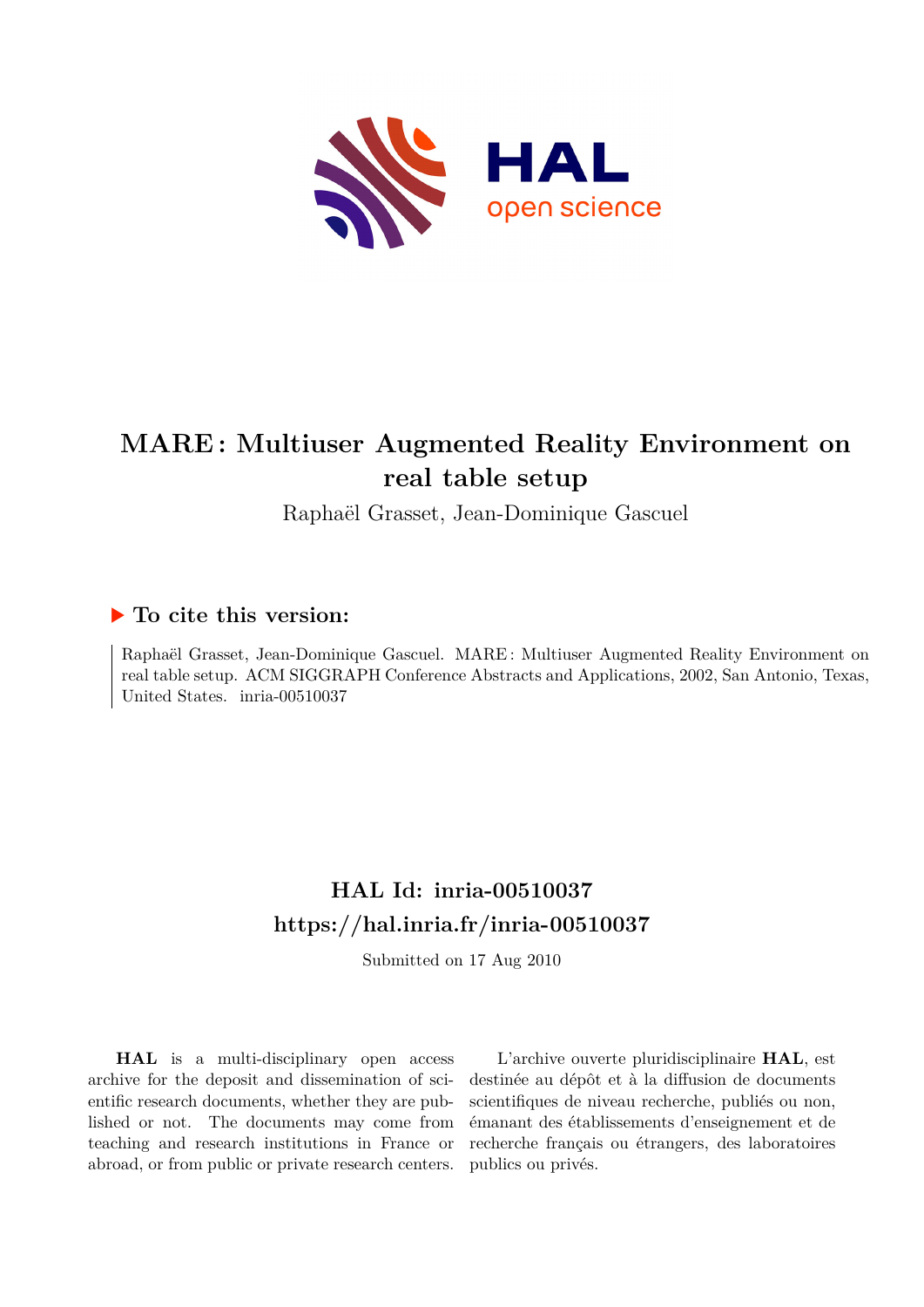# MARE : Multiuser Augmented Reality Environment on real table setup

Raphaël Grasset, Jean-Dominique Gascuel

## ▶ To cite this version:

Raphaël Grasset, Jean-Dominique Gascuel. MARE : Multiuser Augmented Reality Environment on real table setup. ACM SIGGRAPH Conference Abstracts and Applications, 2002, San Antonio, Texas, United States. inria-00510037

## HAL Id: inria-00510037
## https://hal.inria.fr/inria-00510037

Submitted on 17 Aug 2010

**HAL** is a multi-disciplinary open access archive for the deposit and dissemination of scientific research documents, whether they are published or not. The documents may come from teaching and research institutions in France or abroad, or from public or private research centers.

L'archive ouverte pluridisciplinaire **HAL**, est destinée au dépôt et à la diffusion de documents scientifiques de niveau recherche, publiés ou non, émanant des établissements d'enseignement et de recherche français ou étrangers, des laboratoires publics ou privés.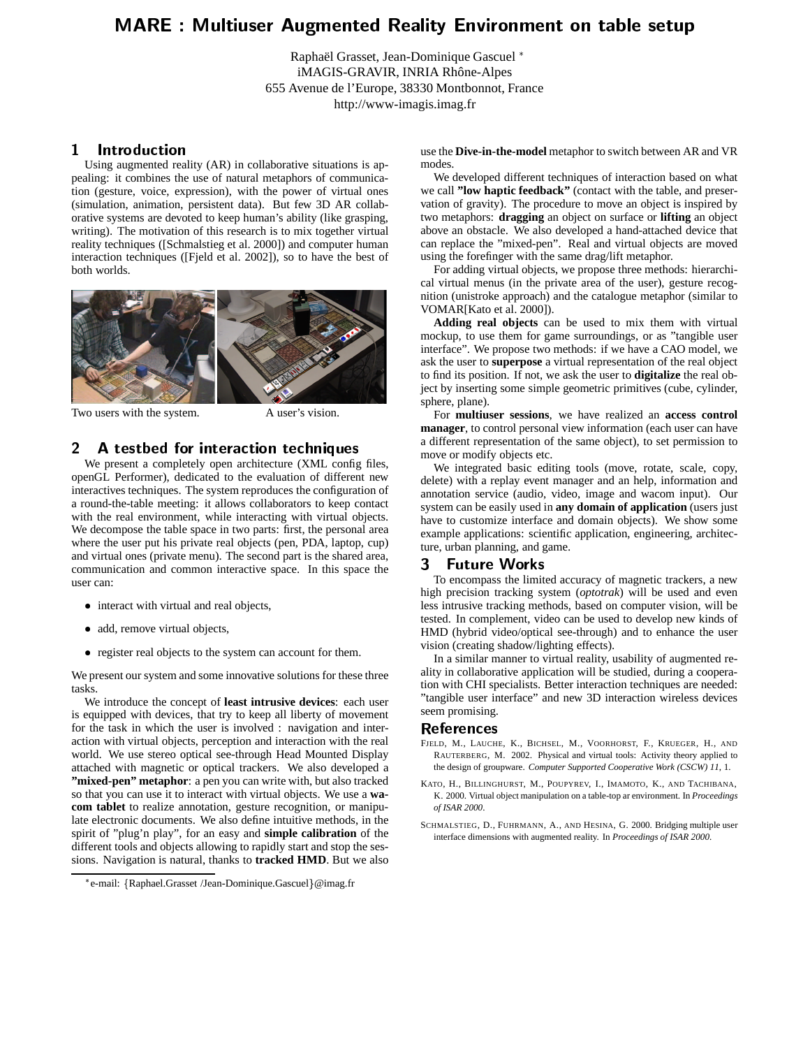# MARE : Multiuser Augmented Reality Environment on table setup

Raphaël Grasset, Jean-Dominique Gascuel [*]
iMAGIS-GRAVIR, INRIA Rhône-Alpes
655 Avenue de l'Europe, 38330 Montbonnot, France
http://www-imagis.imag.fr

## 1 Introduction

Using augmented reality (AR) in collaborative situations is appealing: it combines the use of natural metaphors of communication (gesture, voice, expression), with the power of virtual ones (simulation, animation, persistent data). But few 3D AR collaborative systems are devoted to keep human's ability (like grasping, writing). The motivation of this research is to mix together virtual reality techniques ([Schmalstieg et al. 2000]) and computer human interaction techniques ([Fjeld et al. 2002]), so to have the best of both worlds.

Two users with the system. A user's vision.

## 2 A testbed for interaction techniques

We present a completely open architecture (XML config files, openGL Performer), dedicated to the evaluation of different new interactives techniques. The system reproduces the configuration of a round-the-table meeting: it allows collaborators to keep contact with the real environment, while interacting with virtual objects. We decompose the table space in two parts: first, the personal area where the user put his private real objects (pen, PDA, laptop, cup) and virtual ones (private menu). The second part is the shared area, communication and common interactive space. In this space the user can:

- interact with virtual and real objects,
- add, remove virtual objects,
- register real objects to the system can account for them.

We present our system and some innovative solutions for these three tasks.

We introduce the concept of **least intrusive devices**: each user is equipped with devices, that try to keep all liberty of movement for the task in which the user is involved : navigation and interaction with virtual objects, perception and interaction with the real world. We use stereo optical see-through Head Mounted Display attached with magnetic or optical trackers. We also developed a **"mixed-pen" metaphor**: a pen you can write with, but also tracked so that you can use it to interact with virtual objects. We use a **wacom tablet** to realize annotation, gesture recognition, or manipulate electronic documents. We also define intuitive methods, in the spirit of "plug'n play", for an easy and **simple calibration** of the different tools and objects allowing to rapidly start and stop the sessions. Navigation is natural, thanks to **tracked HMD**. But we also use the **Dive-in-the-model** metaphor to switch between AR and VR modes.

We developed different techniques of interaction based on what we call **"low haptic feedback"** (contact with the table, and preservation of gravity). The procedure to move an object is inspired by two metaphors: **dragging** an object on surface or **lifting** an object above an obstacle. We also developed a hand-attached device that can replace the "mixed-pen". Real and virtual objects are moved using the forefinger with the same drag/lift metaphor.

For adding virtual objects, we propose three methods: hierarchical virtual menus (in the private area of the user), gesture recognition (unistroke approach) and the catalogue metaphor (similar to VOMAR[Kato et al. 2000]).

**Adding real objects** can be used to mix them with virtual mockup, to use them for game surroundings, or as "tangible user interface". We propose two methods: if we have a CAO model, we ask the user to **superpose** a virtual representation of the real object to find its position. If not, we ask the user to **digitalize** the real object by inserting some simple geometric primitives (cube, cylinder, sphere, plane).

For **multiuser sessions**, we have realized an **access control manager**, to control personal view information (each user can have a different representation of the same object), to set permission to move or modify objects etc.

We integrated basic editing tools (move, rotate, scale, copy, delete) with a replay event manager and an help, information and annotation service (audio, video, image and wacom input). Our system can be easily used in **any domain of application** (users just have to customize interface and domain objects). We show some example applications: scientific application, engineering, architecture, urban planning, and game.

## 3 Future Works

To encompass the limited accuracy of magnetic trackers, a new high precision tracking system (*optotrak*) will be used and even less intrusive tracking methods, based on computer vision, will be tested. In complement, video can be used to develop new kinds of HMD (hybrid video/optical see-through) and to enhance the user vision (creating shadow/lighting effects).

In a similar manner to virtual reality, usability of augmented reality in collaborative application will be studied, during a cooperation with CHI specialists. Better interaction techniques are needed: "tangible user interface" and new 3D interaction wireless devices seem promising.

## References

FJELD, M., LAUCHE, K., BICHSEL, M., VOORHORST, F., KRUEGER, H., AND RAUTERBERG, M. 2002. Physical and virtual tools: Activity theory applied to the design of groupware. *Computer Supported Cooperative Work (CSCW) 11*, 1.

KATO, H., BILLINGHURST, M., POUPYREV, I., IMAMOTO, K., AND TACHIBANA, K. 2000. Virtual object manipulation on a table-top ar environment. In *Proceedings of ISAR 2000*.

SCHMALSTIEG, D., FUHRMANN, A., AND HESINA, G. 2000. Bridging multiple user interface dimensions with augmented reality. In *Proceedings of ISAR 2000*.

[*] e-mail: {Raphael.Grasset /Jean-Dominique.Gascuel}@imag.fr